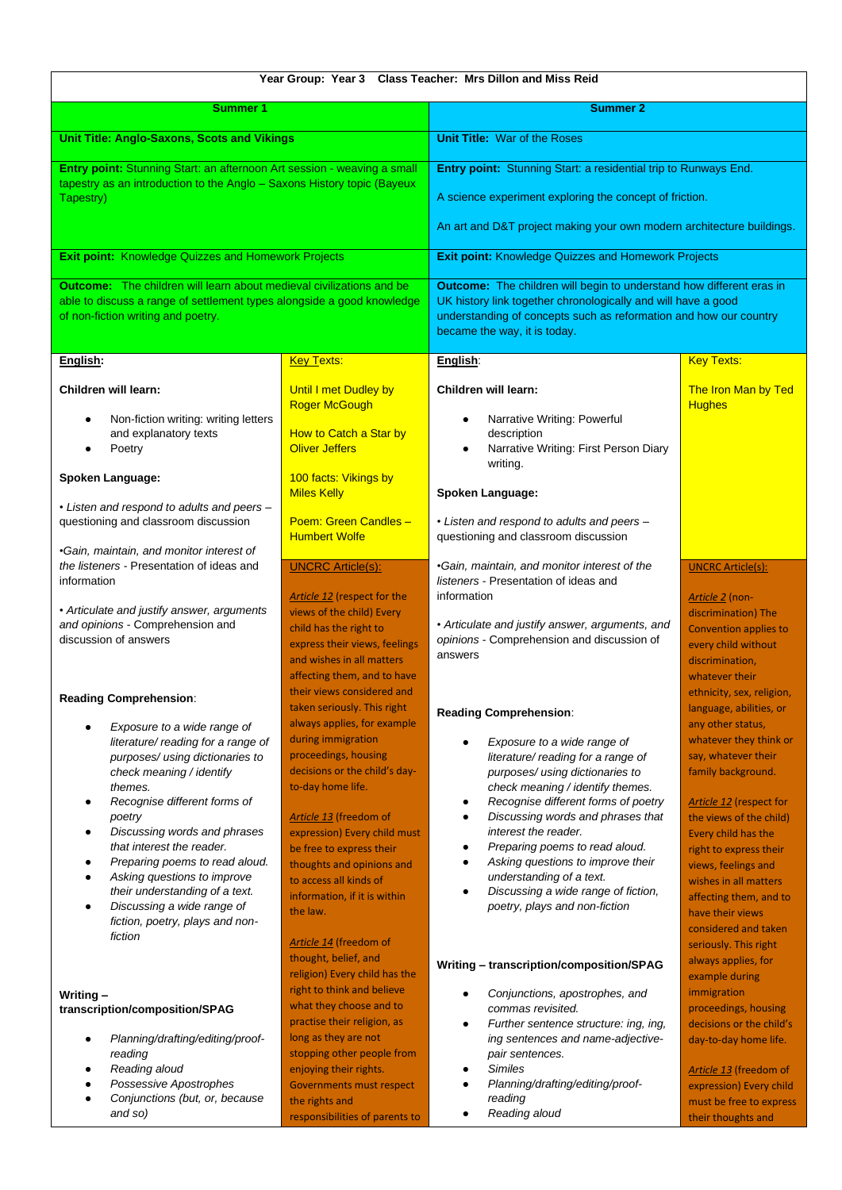| Year Group: Year 3 Class Teacher: Mrs Dillon and Miss Reid | | | |
|---|---|---|---|
| **Summer 1** | | **Summer 2** | |
| **Unit Title: Anglo-Saxons, Scots and Vikings** | | **Unit Title:** War of the Roses | |
| **Entry point:** Stunning Start: an afternoon Art session - weaving a small tapestry as an introduction to the Anglo – Saxons History topic (Bayeux Tapestry) | | **Entry point:** Stunning Start: a residential trip to Runways End.<br><br>A science experiment exploring the concept of friction.<br><br>An art and D&T project making your own modern architecture buildings. | |
| **Exit point:** Knowledge Quizzes and Homework Projects | | **Exit point:** Knowledge Quizzes and Homework Projects | |
| **Outcome:** The children will learn about medieval civilizations and be able to discuss a range of settlement types alongside a good knowledge of non-fiction writing and poetry. | | **Outcome:** The children will begin to understand how different eras in UK history link together chronologically and will have a good understanding of concepts such as reformation and how our country became the way, it is today. | |
| **English:**<br><br>**Children will learn:**<br><br>• Non-fiction writing: writing letters and explanatory texts<br>• Poetry<br><br>**Spoken Language:**<br><br>• *Listen and respond to adults and peers* – questioning and classroom discussion<br><br>•*Gain, maintain, and monitor interest of the listeners* - Presentation of ideas and information<br><br>• *Articulate and justify answer, arguments and opinions* - Comprehension and discussion of answers<br><br>**Reading Comprehension**:<br><br>• *Exposure to a wide range of literature/ reading for a range of purposes/ using dictionaries to check meaning / identify themes.*<br>• *Recognise different forms of poetry*<br>• *Discussing words and phrases that interest the reader.*<br>• *Preparing poems to read aloud.*<br>• *Asking questions to improve their understanding of a text.*<br>• *Discussing a wide range of fiction, poetry, plays and non-fiction*<br><br>**Writing – transcription/composition/SPAG**<br><br>• *Planning/drafting/editing/proof-reading*<br>• *Reading aloud*<br>• *Possessive Apostrophes*<br>• *Conjunctions (but, or, because and so)* | Key Texts:<br><br>Until I met Dudley by Roger McGough<br><br>How to Catch a Star by Oliver Jeffers<br><br>100 facts: Vikings by Miles Kelly<br><br>Poem: Green Candles – Humbert Wolfe<br><br>UNCRC Article(s):<br><br>*Article 12* (respect for the views of the child) Every child has the right to express their views, feelings and wishes in all matters affecting them, and to have their views considered and taken seriously. This right always applies, for example during immigration proceedings, housing decisions or the child's day-to-day home life.<br><br>*Article 13* (freedom of expression) Every child must be free to express their thoughts and opinions and to access all kinds of information, if it is within the law.<br><br>*Article 14* (freedom of thought, belief, and religion) Every child has the right to think and believe what they choose and to practise their religion, as long as they are not stopping other people from enjoying their rights. Governments must respect the rights and responsibilities of parents to | **English**:<br><br>**Children will learn:**<br><br>• Narrative Writing: Powerful description<br>• Narrative Writing: First Person Diary writing.<br><br>**Spoken Language:**<br><br>• *Listen and respond to adults and peers* – questioning and classroom discussion<br><br>•*Gain, maintain, and monitor interest of the listeners* - Presentation of ideas and information<br><br>• *Articulate and justify answer, arguments, and opinions* - Comprehension and discussion of answers<br><br>**Reading Comprehension**:<br><br>• *Exposure to a wide range of literature/ reading for a range of purposes/ using dictionaries to check meaning / identify themes.*<br>• *Recognise different forms of poetry*<br>• *Discussing words and phrases that interest the reader.*<br>• *Preparing poems to read aloud.*<br>• *Asking questions to improve their understanding of a text.*<br>• *Discussing a wide range of fiction, poetry, plays and non-fiction*<br><br>**Writing – transcription/composition/SPAG**<br><br>• *Conjunctions, apostrophes, and commas revisited.*<br>• *Further sentence structure: ing, ing, ing sentences and name-adjective-pair sentences.*<br>• *Similes*<br>• *Planning/drafting/editing/proof-reading*<br>• *Reading aloud* | Key Texts:<br><br>The Iron Man by Ted Hughes<br><br>UNCRC Article(s):<br><br>*Article 2* (non-discrimination) The Convention applies to every child without discrimination, whatever their ethnicity, sex, religion, language, abilities, or any other status, whatever they think or say, whatever their family background.<br><br>*Article 12* (respect for the views of the child) Every child has the right to express their views, feelings and wishes in all matters affecting them, and to have their views considered and taken seriously. This right always applies, for example during immigration proceedings, housing decisions or the child's day-to-day home life.<br><br>*Article 13* (freedom of expression) Every child must be free to express their thoughts and |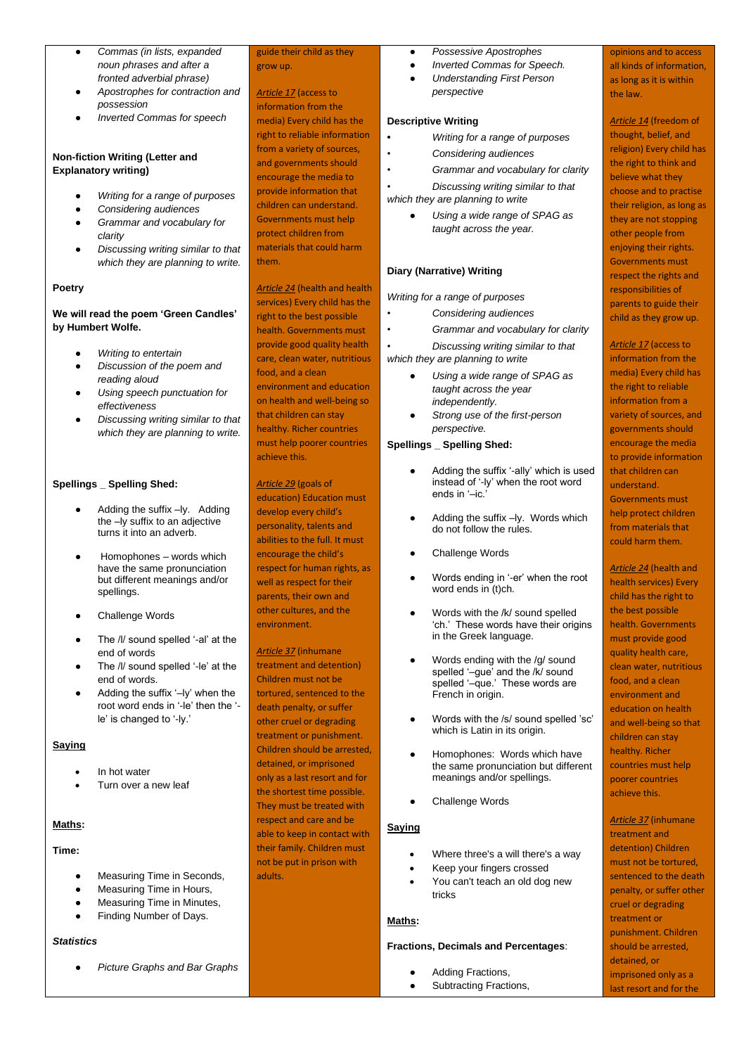- *Commas (in lists, expanded noun phrases and after a fronted adverbial phrase)*
- *Apostrophes for contraction and possession*
- *Inverted Commas for speech*

**Non-fiction Writing (Letter and Explanatory writing)**

- *Writing for a range of purposes*
- *Considering audiences*
- *Grammar and vocabulary for clarity*
- *Discussing writing similar to that which they are planning to write.*

**Poetry**

**We will read the poem 'Green Candles' by Humbert Wolfe.**

- *Writing to entertain*
- *Discussion of the poem and reading aloud*
- *Using speech punctuation for effectiveness*
- *Discussing writing similar to that which they are planning to write.*

**Spellings _ Spelling Shed:**

- Adding the suffix –ly. Adding the –ly suffix to an adjective turns it into an adverb.
- Homophones – words which have the same pronunciation but different meanings and/or spellings.
- Challenge Words
- The /l/ sound spelled '-al' at the end of words
- The /l/ sound spelled '-le' at the end of words.
- Adding the suffix '–ly' when the root word ends in '-le' then the '-le' is changed to '-ly.'

**Saying**

- In hot water
- Turn over a new leaf

**Maths:**

**Time:**

- Measuring Time in Seconds,
- Measuring Time in Hours,
- Measuring Time in Minutes,
- Finding Number of Days.

***Statistics***

- *Picture Graphs and Bar Graphs*

guide their child as they grow up.

*Article 17* (access to information from the media) Every child has the right to reliable information from a variety of sources, and governments should encourage the media to provide information that children can understand. Governments must help protect children from materials that could harm them.

*Article 24* (health and health services) Every child has the right to the best possible health. Governments must provide good quality health care, clean water, nutritious food, and a clean environment and education on health and well-being so that children can stay healthy. Richer countries must help poorer countries achieve this.

*Article 29* (goals of education) Education must develop every child's personality, talents and abilities to the full. It must encourage the child's respect for human rights, as well as respect for their parents, their own and other cultures, and the environment.

*Article 37* (inhumane treatment and detention) Children must not be tortured, sentenced to the death penalty, or suffer other cruel or degrading treatment or punishment. Children should be arrested, detained, or imprisoned only as a last resort and for the shortest time possible. They must be treated with respect and care and be able to keep in contact with their family. Children must not be put in prison with adults.

- *Possessive Apostrophes*
- *Inverted Commas for Speech.*
- *Understanding First Person perspective*

**Descriptive Writing**

- *Writing for a range of purposes*
- *Considering audiences*
- *Grammar and vocabulary for clarity*
- *Discussing writing similar to that which they are planning to write*
- *Using a wide range of SPAG as taught across the year.*

**Diary (Narrative) Writing**

*Writing for a range of purposes*

- *Considering audiences*
- *Grammar and vocabulary for clarity*
- *Discussing writing similar to that which they are planning to write*
- *Using a wide range of SPAG as taught across the year independently.*
- *Strong use of the first-person perspective.*

**Spellings _ Spelling Shed:**

- Adding the suffix '-ally' which is used instead of '-ly' when the root word ends in '–ic.'
- Adding the suffix –ly. Words which do not follow the rules.
- Challenge Words
- Words ending in '-er' when the root word ends in (t)ch.
- Words with the /k/ sound spelled 'ch.' These words have their origins in the Greek language.
- Words ending with the /g/ sound spelled '–gue' and the /k/ sound spelled '–que.' These words are French in origin.
- Words with the /s/ sound spelled 'sc' which is Latin in its origin.
- Homophones: Words which have the same pronunciation but different meanings and/or spellings.
- Challenge Words

**Saying**

- Where three's a will there's a way
- Keep your fingers crossed
- You can't teach an old dog new tricks

**Maths:**

**Fractions, Decimals and Percentages**:

- Adding Fractions,
- Subtracting Fractions,

opinions and to access all kinds of information, as long as it is within the law.

*Article 14* (freedom of thought, belief, and religion) Every child has the right to think and believe what they choose and to practise their religion, as long as they are not stopping other people from enjoying their rights. Governments must respect the rights and responsibilities of parents to guide their child as they grow up.

*Article 17* (access to information from the media) Every child has the right to reliable information from a variety of sources, and governments should encourage the media to provide information that children can understand. Governments must help protect children from materials that could harm them.

*Article 24* (health and health services) Every child has the right to the best possible health. Governments must provide good quality health care, clean water, nutritious food, and a clean environment and education on health and well-being so that children can stay healthy. Richer countries must help poorer countries achieve this.

*Article 37* (inhumane treatment and detention) Children must not be tortured, sentenced to the death penalty, or suffer other cruel or degrading treatment or punishment. Children should be arrested, detained, or imprisoned only as a last resort and for the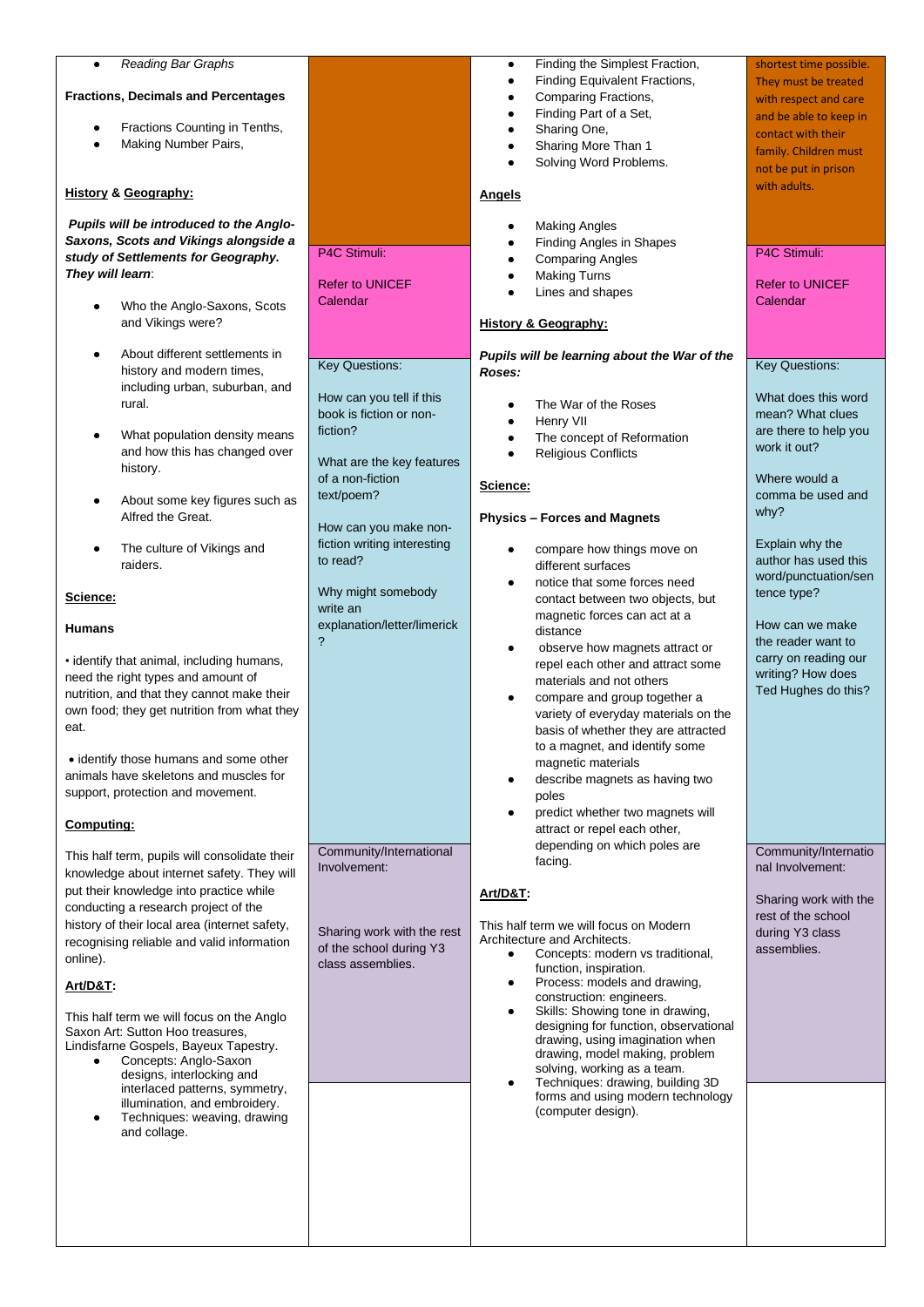| | | | |
|---|---|---|---|
| - *Reading Bar Graphs*<br><br>**Fractions, Decimals and Percentages**<br><br>- Fractions Counting in Tenths,<br>- Making Number Pairs,<br><br>**History & Geography:**<br><br>***Pupils will be introduced to the Anglo-Saxons, Scots and Vikings alongside a study of Settlements for Geography. They will learn*:**<br><br>- Who the Anglo-Saxons, Scots and Vikings were?<br>- About different settlements in history and modern times, including urban, suburban, and rural.<br>- What population density means and how this has changed over history.<br>- About some key figures such as Alfred the Great.<br>- The culture of Vikings and raiders.<br><br>**Science:**<br><br>**Humans**<br><br>• identify that animal, including humans, need the right types and amount of nutrition, and that they cannot make their own food; they get nutrition from what they eat.<br><br>• identify those humans and some other animals have skeletons and muscles for support, protection and movement.<br><br>**Computing:**<br><br>This half term, pupils will consolidate their knowledge about internet safety. They will put their knowledge into practice while conducting a research project of the history of their local area (internet safety, recognising reliable and valid information online).<br><br>**Art/D&T:**<br><br>This half term we will focus on the Anglo Saxon Art: Sutton Hoo treasures, Lindisfarne Gospels, Bayeux Tapestry.<br>- Concepts: Anglo-Saxon designs, interlocking and interlaced patterns, symmetry, illumination, and embroidery.<br>- Techniques: weaving, drawing and collage. | P4C Stimuli:<br><br>Refer to UNICEF Calendar<br><br>Key Questions:<br><br>How can you tell if this book is fiction or non-fiction?<br><br>What are the key features of a non-fiction text/poem?<br><br>How can you make non-fiction writing interesting to read?<br><br>Why might somebody write an explanation/letter/limerick?<br><br>Community/International Involvement:<br><br>Sharing work with the rest of the school during Y3 class assemblies. | - Finding the Simplest Fraction,<br>- Finding Equivalent Fractions,<br>- Comparing Fractions,<br>- Finding Part of a Set,<br>- Sharing One,<br>- Sharing More Than 1<br>- Solving Word Problems.<br><br>**Angels**<br><br>- Making Angles<br>- Finding Angles in Shapes<br>- Comparing Angles<br>- Making Turns<br>- Lines and shapes<br><br>**History & Geography:**<br><br>***Pupils will be learning about the War of the Roses:***<br><br>- The War of the Roses<br>- Henry VII<br>- The concept of Reformation<br>- Religious Conflicts<br><br>**Science:**<br><br>**Physics – Forces and Magnets**<br><br>- compare how things move on different surfaces<br>- notice that some forces need contact between two objects, but magnetic forces can act at a distance<br>- observe how magnets attract or repel each other and attract some materials and not others<br>- compare and group together a variety of everyday materials on the basis of whether they are attracted to a magnet, and identify some magnetic materials<br>- describe magnets as having two poles<br>- predict whether two magnets will attract or repel each other, depending on which poles are facing.<br><br>**Art/D&T:**<br><br>This half term we will focus on Modern Architecture and Architects.<br>- Concepts: modern vs traditional, function, inspiration.<br>- Process: models and drawing, construction: engineers.<br>- Skills: Showing tone in drawing, designing for function, observational drawing, using imagination when drawing, model making, problem solving, working as a team.<br>- Techniques: drawing, building 3D forms and using modern technology (computer design). | shortest time possible. They must be treated with respect and care and be able to keep in contact with their family. Children must not be put in prison with adults.<br><br>P4C Stimuli:<br><br>Refer to UNICEF Calendar<br><br>Key Questions:<br><br>What does this word mean? What clues are there to help you work it out?<br><br>Where would a comma be used and why?<br><br>Explain why the author has used this word/punctuation/sentence type?<br><br>How can we make the reader want to carry on reading our writing? How does Ted Hughes do this?<br><br>Community/International Involvement:<br><br>Sharing work with the rest of the school during Y3 class assemblies. |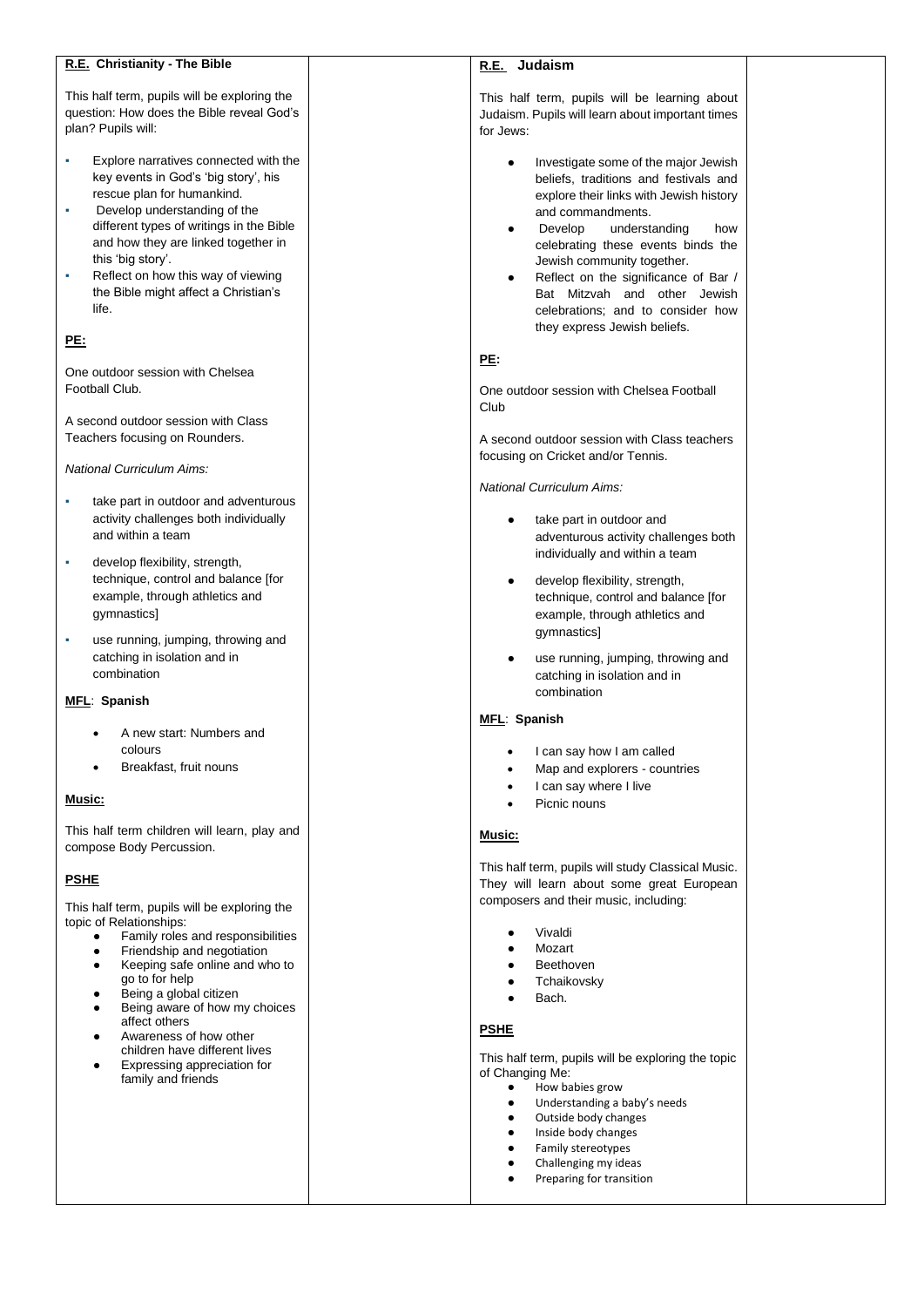**R.E. Christianity - The Bible**

This half term, pupils will be exploring the question: How does the Bible reveal God's plan? Pupils will:

- Explore narratives connected with the key events in God's 'big story', his rescue plan for humankind.
- Develop understanding of the different types of writings in the Bible and how they are linked together in this 'big story'.
- Reflect on how this way of viewing the Bible might affect a Christian's life.

**PE:**

One outdoor session with Chelsea Football Club.

A second outdoor session with Class Teachers focusing on Rounders.

*National Curriculum Aims:*

- take part in outdoor and adventurous activity challenges both individually and within a team
- develop flexibility, strength, technique, control and balance [for example, through athletics and gymnastics]
- use running, jumping, throwing and catching in isolation and in combination

**MFL: Spanish**

- A new start: Numbers and colours
- Breakfast, fruit nouns

**Music:**

This half term children will learn, play and compose Body Percussion.

**PSHE**

This half term, pupils will be exploring the topic of Relationships:

- Family roles and responsibilities
- Friendship and negotiation
- Keeping safe online and who to go to for help
- Being a global citizen
- Being aware of how my choices affect others
- Awareness of how other children have different lives
- Expressing appreciation for family and friends

**R.E. Judaism**

This half term, pupils will be learning about Judaism. Pupils will learn about important times for Jews:

- Investigate some of the major Jewish beliefs, traditions and festivals and explore their links with Jewish history and commandments.
- Develop understanding how celebrating these events binds the Jewish community together.
- Reflect on the significance of Bar / Bat Mitzvah and other Jewish celebrations; and to consider how they express Jewish beliefs.

**PE:**

One outdoor session with Chelsea Football Club

A second outdoor session with Class teachers focusing on Cricket and/or Tennis.

*National Curriculum Aims:*

- take part in outdoor and adventurous activity challenges both individually and within a team
- develop flexibility, strength, technique, control and balance [for example, through athletics and gymnastics]
- use running, jumping, throwing and catching in isolation and in combination

**MFL: Spanish**

- I can say how I am called
- Map and explorers - countries
- I can say where I live
- Picnic nouns

**Music:**

This half term, pupils will study Classical Music. They will learn about some great European composers and their music, including:

- Vivaldi
- Mozart
- Beethoven
- Tchaikovsky
- Bach.

**PSHE**

This half term, pupils will be exploring the topic of Changing Me:

- How babies grow
- Understanding a baby's needs
- Outside body changes
- Inside body changes
- Family stereotypes
- Challenging my ideas
- Preparing for transition